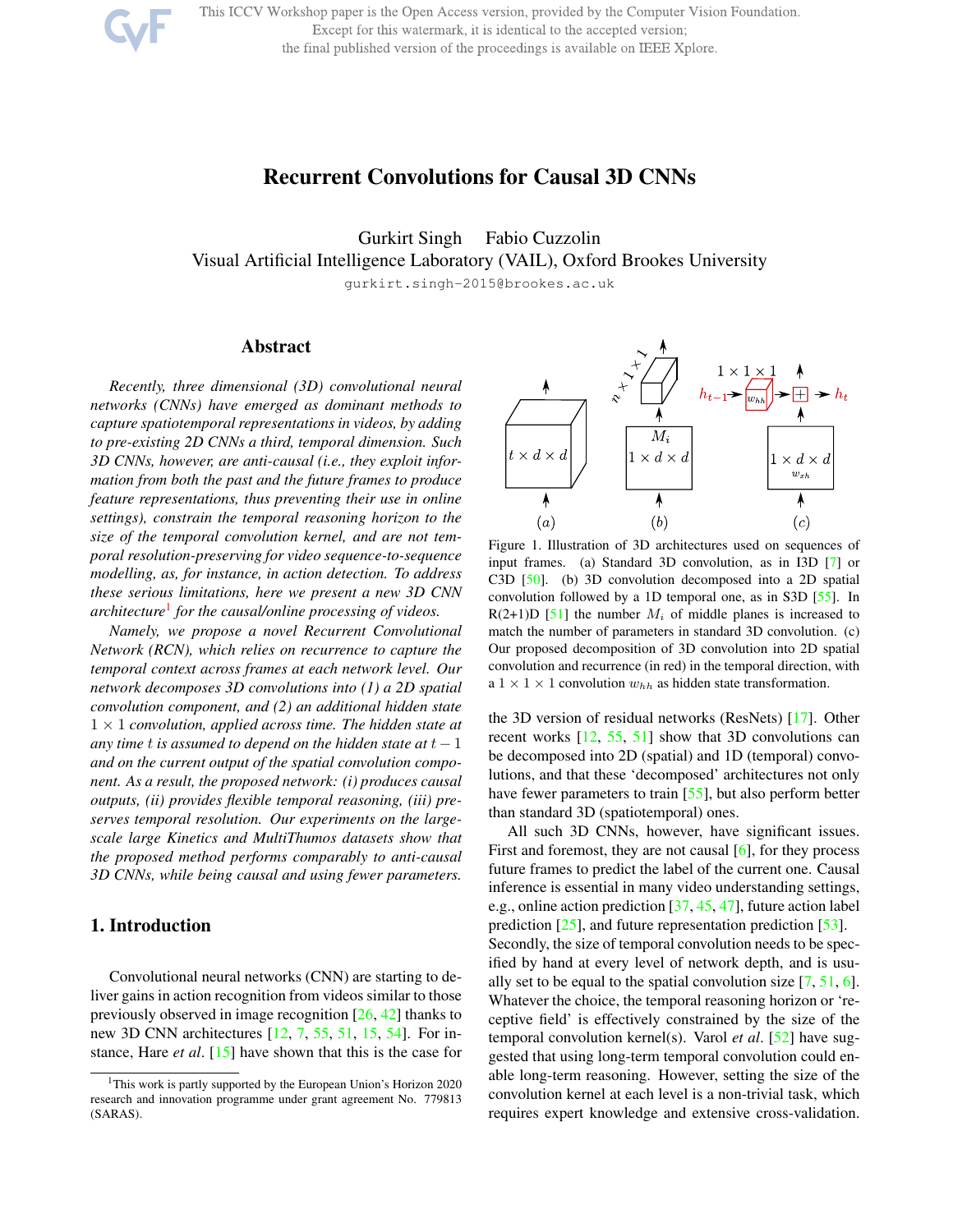# Recurrent Convolutions for Causal 3D CNNs

Gurkirt Singh Fabio Cuzzolin
Visual Artificial Intelligence Laboratory (VAIL), Oxford Brookes University
gurkirt.singh-2015@brookes.ac.uk

## Abstract

*Recently, three dimensional (3D) convolutional neural networks (CNNs) have emerged as dominant methods to capture spatiotemporal representations in videos, by adding to pre-existing 2D CNNs a third, temporal dimension. Such 3D CNNs, however, are anti-causal (i.e., they exploit information from both the past and the future frames to produce feature representations, thus preventing their use in online settings), constrain the temporal reasoning horizon to the size of the temporal convolution kernel, and are not temporal resolution-preserving for video sequence-to-sequence modelling, as, for instance, in action detection. To address these serious limitations, here we present a new 3D CNN architecture*[1] *for the causal/online processing of videos.*

*Namely, we propose a novel Recurrent Convolutional Network (RCN), which relies on recurrence to capture the temporal context across frames at each network level. Our network decomposes 3D convolutions into (1) a 2D spatial convolution component, and (2) an additional hidden state $1 \times 1$ convolution, applied across time. The hidden state at any time $t$ is assumed to depend on the hidden state at $t-1$ and on the current output of the spatial convolution component. As a result, the proposed network: (i) produces causal outputs, (ii) provides flexible temporal reasoning, (iii) preserves temporal resolution. Our experiments on the large-scale large Kinetics and MultiThumos datasets show that the proposed method performs comparably to anti-causal 3D CNNs, while being causal and using fewer parameters.*

## 1. Introduction

Convolutional neural networks (CNN) are starting to deliver gains in action recognition from videos similar to those previously observed in image recognition [26, 42] thanks to new 3D CNN architectures [12, 7, 55, 51, 15, 54]. For instance, Hare *et al*. [15] have shown that this is the case for

[1] This work is partly supported by the European Union's Horizon 2020 research and innovation programme under grant agreement No. 779813 (SARAS).

Figure 1. Illustration of 3D architectures used on sequences of input frames. (a) Standard 3D convolution, as in I3D [7] or C3D [50]. (b) 3D convolution decomposed into a 2D spatial convolution followed by a 1D temporal one, as in S3D [55]. In R(2+1)D [51] the number $M_i$ of middle planes is increased to match the number of parameters in standard 3D convolution. (c) Our proposed decomposition of 3D convolution into 2D spatial convolution and recurrence (in red) in the temporal direction, with a $1 \times 1 \times 1$ convolution $w_{hh}$ as hidden state transformation.

the 3D version of residual networks (ResNets) [17]. Other recent works [12, 55, 51] show that 3D convolutions can be decomposed into 2D (spatial) and 1D (temporal) convolutions, and that these 'decomposed' architectures not only have fewer parameters to train [55], but also perform better than standard 3D (spatiotemporal) ones.

All such 3D CNNs, however, have significant issues. First and foremost, they are not causal [6], for they process future frames to predict the label of the current one. Causal inference is essential in many video understanding settings, e.g., online action prediction [37, 45, 47], future action label prediction [25], and future representation prediction [53]. Secondly, the size of temporal convolution needs to be specified by hand at every level of network depth, and is usually set to be equal to the spatial convolution size [7, 51, 6]. Whatever the choice, the temporal reasoning horizon or 'receptive field' is effectively constrained by the size of the temporal convolution kernel(s). Varol *et al*. [52] have suggested that using long-term temporal convolution could enable long-term reasoning. However, setting the size of the convolution kernel at each level is a non-trivial task, which requires expert knowledge and extensive cross-validation.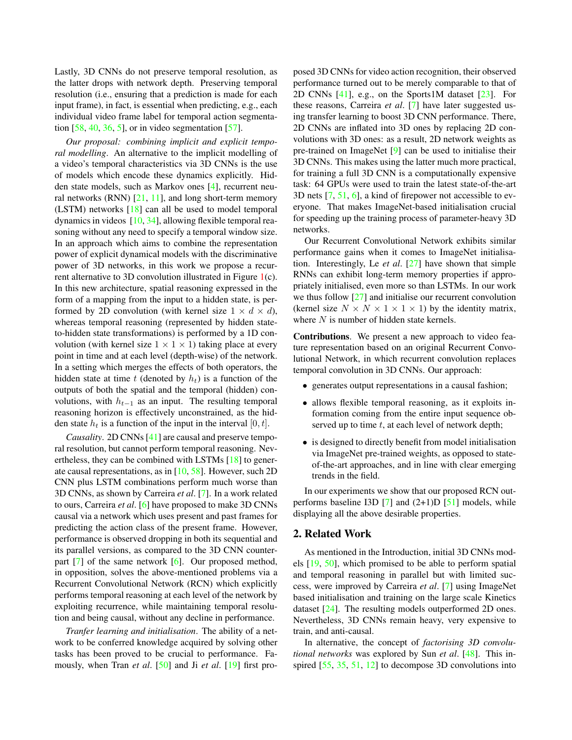Lastly, 3D CNNs do not preserve temporal resolution, as the latter drops with network depth. Preserving temporal resolution (i.e., ensuring that a prediction is made for each input frame), in fact, is essential when predicting, e.g., each individual video frame label for temporal action segmentation [58, 40, 36, 5], or in video segmentation [57].

*Our proposal: combining implicit and explicit temporal modelling*. An alternative to the implicit modelling of a video's temporal characteristics via 3D CNNs is the use of models which encode these dynamics explicitly. Hidden state models, such as Markov ones [4], recurrent neural networks (RNN) [21, 11], and long short-term memory (LSTM) networks [18] can all be used to model temporal dynamics in videos [10, 34], allowing flexible temporal reasoning without any need to specify a temporal window size. In an approach which aims to combine the representation power of explicit dynamical models with the discriminative power of 3D networks, in this work we propose a recurrent alternative to 3D convolution illustrated in Figure 1(c). In this new architecture, spatial reasoning expressed in the form of a mapping from the input to a hidden state, is performed by 2D convolution (with kernel size $1 \times d \times d$), whereas temporal reasoning (represented by hidden state-to-hidden state transformations) is performed by a 1D convolution (with kernel size $1 \times 1 \times 1$) taking place at every point in time and at each level (depth-wise) of the network. In a setting which merges the effects of both operators, the hidden state at time $t$ (denoted by $h_t$) is a function of the outputs of both the spatial and the temporal (hidden) convolutions, with $h_{t-1}$ as an input. The resulting temporal reasoning horizon is effectively unconstrained, as the hidden state $h_t$ is a function of the input in the interval $[0, t]$.

*Causality*. 2D CNNs [41] are causal and preserve temporal resolution, but cannot perform temporal reasoning. Nevertheless, they can be combined with LSTMs [18] to generate causal representations, as in [10, 58]. However, such 2D CNN plus LSTM combinations perform much worse than 3D CNNs, as shown by Carreira *et al*. [7]. In a work related to ours, Carreira *et al*. [6] have proposed to make 3D CNNs causal via a network which uses present and past frames for predicting the action class of the present frame. However, performance is observed dropping in both its sequential and its parallel versions, as compared to the 3D CNN counterpart [7] of the same network [6]. Our proposed method, in opposition, solves the above-mentioned problems via a Recurrent Convolutional Network (RCN) which explicitly performs temporal reasoning at each level of the network by exploiting recurrence, while maintaining temporal resolution and being causal, without any decline in performance.

*Tranfer learning and initialisation*. The ability of a network to be conferred knowledge acquired by solving other tasks has been proved to be crucial to performance. Famously, when Tran *et al*. [50] and Ji *et al*. [19] first proposed 3D CNNs for video action recognition, their observed performance turned out to be merely comparable to that of 2D CNNs [41], e.g., on the Sports1M dataset [23]. For these reasons, Carreira *et al*. [7] have later suggested using transfer learning to boost 3D CNN performance. There, 2D CNNs are inflated into 3D ones by replacing 2D convolutions with 3D ones: as a result, 2D network weights as pre-trained on ImageNet [9] can be used to initialise their 3D CNNs. This makes using the latter much more practical, for training a full 3D CNN is a computationally expensive task: 64 GPUs were used to train the latest state-of-the-art 3D nets [7, 51, 6], a kind of firepower not accessible to everyone. That makes ImageNet-based initialisation crucial for speeding up the training process of parameter-heavy 3D networks.

Our Recurrent Convolutional Network exhibits similar performance gains when it comes to ImageNet initialisation. Interestingly, Le *et al*. [27] have shown that simple RNNs can exhibit long-term memory properties if appropriately initialised, even more so than LSTMs. In our work we thus follow [27] and initialise our recurrent convolution (kernel size $N \times N \times 1 \times 1 \times 1$) by the identity matrix, where $N$ is number of hidden state kernels.

**Contributions**. We present a new approach to video feature representation based on an original Recurrent Convolutional Network, in which recurrent convolution replaces temporal convolution in 3D CNNs. Our approach:

- generates output representations in a causal fashion;
- allows flexible temporal reasoning, as it exploits information coming from the entire input sequence observed up to time $t$, at each level of network depth;
- is designed to directly benefit from model initialisation via ImageNet pre-trained weights, as opposed to state-of-the-art approaches, and in line with clear emerging trends in the field.

In our experiments we show that our proposed RCN outperforms baseline I3D [7] and (2+1)D [51] models, while displaying all the above desirable properties.

## 2. Related Work

As mentioned in the Introduction, initial 3D CNNs models [19, 50], which promised to be able to perform spatial and temporal reasoning in parallel but with limited success, were improved by Carreira *et al*. [7] using ImageNet based initialisation and training on the large scale Kinetics dataset [24]. The resulting models outperformed 2D ones. Nevertheless, 3D CNNs remain heavy, very expensive to train, and anti-causal.

In alternative, the concept of *factorising 3D convolutional networks* was explored by Sun *et al*. [48]. This inspired [55, 35, 51, 12] to decompose 3D convolutions into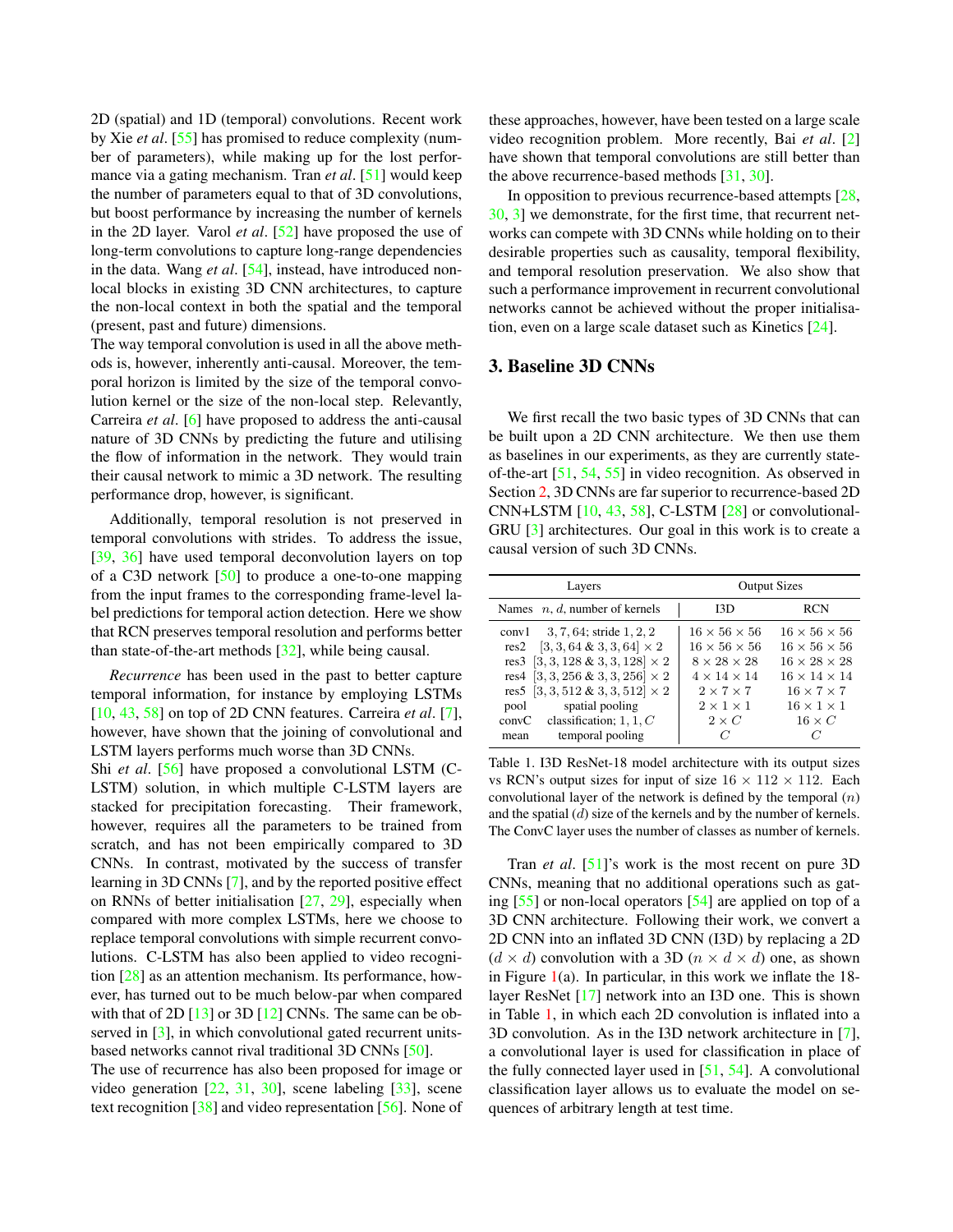2D (spatial) and 1D (temporal) convolutions. Recent work by Xie *et al*. [55] has promised to reduce complexity (number of parameters), while making up for the lost performance via a gating mechanism. Tran *et al*. [51] would keep the number of parameters equal to that of 3D convolutions, but boost performance by increasing the number of kernels in the 2D layer. Varol *et al*. [52] have proposed the use of long-term convolutions to capture long-range dependencies in the data. Wang *et al*. [54], instead, have introduced non-local blocks in existing 3D CNN architectures, to capture the non-local context in both the spatial and the temporal (present, past and future) dimensions.

The way temporal convolution is used in all the above methods is, however, inherently anti-causal. Moreover, the temporal horizon is limited by the size of the temporal convolution kernel or the size of the non-local step. Relevantly, Carreira *et al*. [6] have proposed to address the anti-causal nature of 3D CNNs by predicting the future and utilising the flow of information in the network. They would train their causal network to mimic a 3D network. The resulting performance drop, however, is significant.

Additionally, temporal resolution is not preserved in temporal convolutions with strides. To address the issue, [39, 36] have used temporal deconvolution layers on top of a C3D network [50] to produce a one-to-one mapping from the input frames to the corresponding frame-level label predictions for temporal action detection. Here we show that RCN preserves temporal resolution and performs better than state-of-the-art methods [32], while being causal.

*Recurrence* has been used in the past to better capture temporal information, for instance by employing LSTMs [10, 43, 58] on top of 2D CNN features. Carreira *et al*. [7], however, have shown that the joining of convolutional and LSTM layers performs much worse than 3D CNNs.

Shi *et al*. [56] have proposed a convolutional LSTM (C-LSTM) solution, in which multiple C-LSTM layers are stacked for precipitation forecasting. Their framework, however, requires all the parameters to be trained from scratch, and has not been empirically compared to 3D CNNs. In contrast, motivated by the success of transfer learning in 3D CNNs [7], and by the reported positive effect on RNNs of better initialisation [27, 29], especially when compared with more complex LSTMs, here we choose to replace temporal convolutions with simple recurrent convolutions. C-LSTM has also been applied to video recognition [28] as an attention mechanism. Its performance, however, has turned out to be much below-par when compared with that of 2D [13] or 3D [12] CNNs. The same can be observed in [3], in which convolutional gated recurrent units-based networks cannot rival traditional 3D CNNs [50].

The use of recurrence has also been proposed for image or video generation [22, 31, 30], scene labeling [33], scene text recognition [38] and video representation [56]. None of these approaches, however, have been tested on a large scale video recognition problem. More recently, Bai *et al*. [2] have shown that temporal convolutions are still better than the above recurrence-based methods [31, 30].

In opposition to previous recurrence-based attempts [28, 30, 3] we demonstrate, for the first time, that recurrent networks can compete with 3D CNNs while holding on to their desirable properties such as causality, temporal flexibility, and temporal resolution preservation. We also show that such a performance improvement in recurrent convolutional networks cannot be achieved without the proper initialisation, even on a large scale dataset such as Kinetics [24].

## 3. Baseline 3D CNNs

We first recall the two basic types of 3D CNNs that can be built upon a 2D CNN architecture. We then use them as baselines in our experiments, as they are currently state-of-the-art [51, 54, 55] in video recognition. As observed in Section 2, 3D CNNs are far superior to recurrence-based 2D CNN+LSTM [10, 43, 58], C-LSTM [28] or convolutional-GRU [3] architectures. Our goal in this work is to create a causal version of such 3D CNNs.

| Layers | | Output Sizes | |
|---|---|---|---|
| Names | $n$, $d$, number of kernels | I3D | RCN |
| conv1 | 3, 7, 64; stride 1, 2, 2 | $16 \times 56 \times 56$ | $16 \times 56 \times 56$ |
| res2 | $[3, 3, 64 \;\&\; 3, 3, 64] \times 2$ | $16 \times 56 \times 56$ | $16 \times 56 \times 56$ |
| res3 | $[3, 3, 128 \;\&\; 3, 3, 128] \times 2$ | $8 \times 28 \times 28$ | $16 \times 28 \times 28$ |
| res4 | $[3, 3, 256 \;\&\; 3, 3, 256] \times 2$ | $4 \times 14 \times 14$ | $16 \times 14 \times 14$ |
| res5 | $[3, 3, 512 \;\&\; 3, 3, 512] \times 2$ | $2 \times 7 \times 7$ | $16 \times 7 \times 7$ |
| pool | spatial pooling | $2 \times 1 \times 1$ | $16 \times 1 \times 1$ |
| convC | classification; $1, 1, C$ | $2 \times C$ | $16 \times C$ |
| mean | temporal pooling | $C$ | $C$ |

Table 1. I3D ResNet-18 model architecture with its output sizes vs RCN's output sizes for input of size $16 \times 112 \times 112$. Each convolutional layer of the network is defined by the temporal ($n$) and the spatial ($d$) size of the kernels and by the number of kernels. The ConvC layer uses the number of classes as number of kernels.

Tran *et al*. [51]'s work is the most recent on pure 3D CNNs, meaning that no additional operations such as gating [55] or non-local operators [54] are applied on top of a 3D CNN architecture. Following their work, we convert a 2D CNN into an inflated 3D CNN (I3D) by replacing a 2D ($d \times d$) convolution with a 3D ($n \times d \times d$) one, as shown in Figure 1(a). In particular, in this work we inflate the 18-layer ResNet [17] network into an I3D one. This is shown in Table 1, in which each 2D convolution is inflated into a 3D convolution. As in the I3D network architecture in [7], a convolutional layer is used for classification in place of the fully connected layer used in [51, 54]. A convolutional classification layer allows us to evaluate the model on sequences of arbitrary length at test time.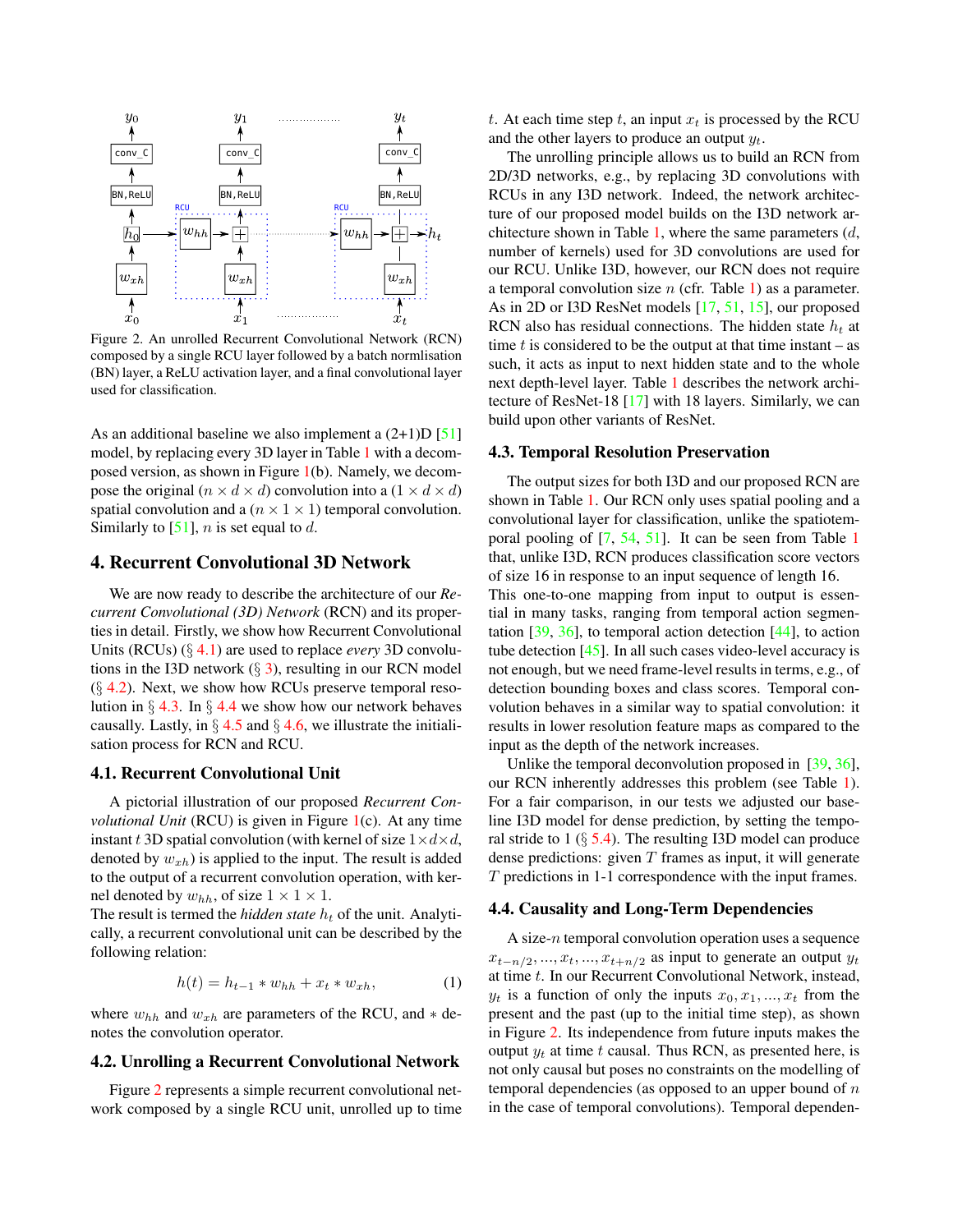Figure 2. An unrolled Recurrent Convolutional Network (RCN) composed by a single RCU layer followed by a batch normlisation (BN) layer, a ReLU activation layer, and a final convolutional layer used for classification.

As an additional baseline we also implement a (2+1)D [51] model, by replacing every 3D layer in Table 1 with a decomposed version, as shown in Figure 1(b). Namely, we decompose the original ($n \times d \times d$) convolution into a ($1 \times d \times d$) spatial convolution and a ($n \times 1 \times 1$) temporal convolution. Similarly to [51], $n$ is set equal to $d$.

## 4. Recurrent Convolutional 3D Network

We are now ready to describe the architecture of our *Recurrent Convolutional (3D) Network* (RCN) and its properties in detail. Firstly, we show how Recurrent Convolutional Units (RCUs) (§ 4.1) are used to replace *every* 3D convolutions in the I3D network (§ 3), resulting in our RCN model (§ 4.2). Next, we show how RCUs preserve temporal resolution in § 4.3. In § 4.4 we show how our network behaves causally. Lastly, in § 4.5 and § 4.6, we illustrate the initialisation process for RCN and RCU.

### 4.1. Recurrent Convolutional Unit

A pictorial illustration of our proposed *Recurrent Convolutional Unit* (RCU) is given in Figure 1(c). At any time instant $t$ 3D spatial convolution (with kernel of size $1 \times d \times d$, denoted by $w_{xh}$) is applied to the input. The result is added to the output of a recurrent convolution operation, with kernel denoted by $w_{hh}$, of size $1 \times 1 \times 1$.
The result is termed the *hidden state* $h_t$ of the unit. Analytically, a recurrent convolutional unit can be described by the following relation:

$$h(t) = h_{t-1} * w_{hh} + x_t * w_{xh}, \quad (1)$$

where $w_{hh}$ and $w_{xh}$ are parameters of the RCU, and $*$ denotes the convolution operator.

### 4.2. Unrolling a Recurrent Convolutional Network

Figure 2 represents a simple recurrent convolutional network composed by a single RCU unit, unrolled up to time $t$. At each time step $t$, an input $x_t$ is processed by the RCU and the other layers to produce an output $y_t$.

The unrolling principle allows us to build an RCN from 2D/3D networks, e.g., by replacing 3D convolutions with RCUs in any I3D network. Indeed, the network architecture of our proposed model builds on the I3D network architecture shown in Table 1, where the same parameters ($d$, number of kernels) used for 3D convolutions are used for our RCU. Unlike I3D, however, our RCN does not require a temporal convolution size $n$ (cfr. Table 1) as a parameter. As in 2D or I3D ResNet models [17, 51, 15], our proposed RCN also has residual connections. The hidden state $h_t$ at time $t$ is considered to be the output at that time instant – as such, it acts as input to next hidden state and to the whole next depth-level layer. Table 1 describes the network architecture of ResNet-18 [17] with 18 layers. Similarly, we can build upon other variants of ResNet.

### 4.3. Temporal Resolution Preservation

The output sizes for both I3D and our proposed RCN are shown in Table 1. Our RCN only uses spatial pooling and a convolutional layer for classification, unlike the spatiotemporal pooling of [7, 54, 51]. It can be seen from Table 1 that, unlike I3D, RCN produces classification score vectors of size 16 in response to an input sequence of length 16. This one-to-one mapping from input to output is essential in many tasks, ranging from temporal action segmentation [39, 36], to temporal action detection [44], to action tube detection [45]. In all such cases video-level accuracy is not enough, but we need frame-level results in terms, e.g., of detection bounding boxes and class scores. Temporal convolution behaves in a similar way to spatial convolution: it results in lower resolution feature maps as compared to the input as the depth of the network increases.

Unlike the temporal deconvolution proposed in [39, 36], our RCN inherently addresses this problem (see Table 1). For a fair comparison, in our tests we adjusted our baseline I3D model for dense prediction, by setting the temporal stride to 1 (§ 5.4). The resulting I3D model can produce dense predictions: given $T$ frames as input, it will generate $T$ predictions in 1-1 correspondence with the input frames.

### 4.4. Causality and Long-Term Dependencies

A size-$n$ temporal convolution operation uses a sequence $x_{t-n/2}, ..., x_t, ..., x_{t+n/2}$ as input to generate an output $y_t$ at time $t$. In our Recurrent Convolutional Network, instead, $y_t$ is a function of only the inputs $x_0, x_1, ..., x_t$ from the present and the past (up to the initial time step), as shown in Figure 2. Its independence from future inputs makes the output $y_t$ at time $t$ causal. Thus RCN, as presented here, is not only causal but poses no constraints on the modelling of temporal dependencies (as opposed to an upper bound of $n$ in the case of temporal convolutions). Temporal dependen-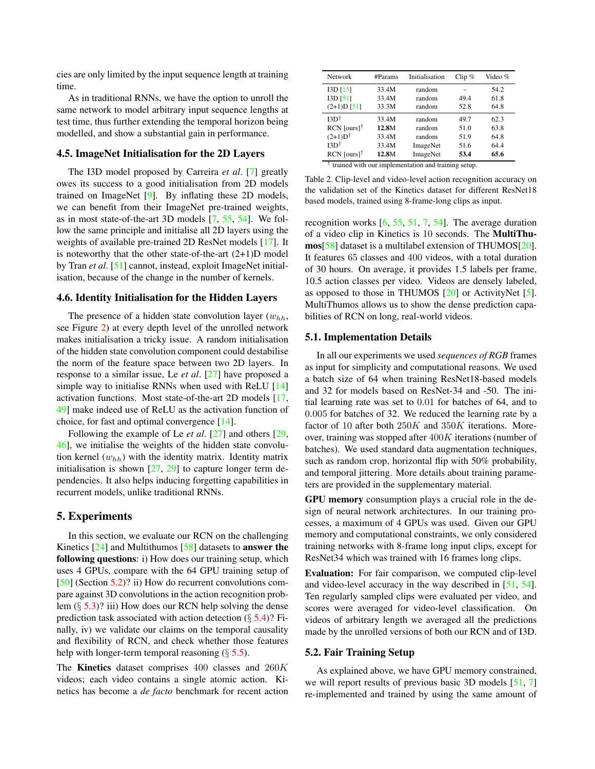cies are only limited by the input sequence length at training time.

As in traditional RNNs, we have the option to unroll the same network to model arbitrary input sequence lengths at test time, thus further extending the temporal horizon being modelled, and show a substantial gain in performance.

### 4.5. ImageNet Initialisation for the 2D Layers

The I3D model proposed by Carreira *et al*. [7] greatly owes its success to a good initialisation from 2D models trained on ImageNet [9]. By inflating these 2D models, we can benefit from their ImageNet pre-trained weights, as in most state-of-the-art 3D models [7, 55, 54]. We follow the same principle and initialise all 2D layers using the weights of available pre-trained 2D ResNet models [17]. It is noteworthy that the other state-of-the-art (2+1)D model by Tran *et al*. [51] cannot, instead, exploit ImageNet initialisation, because of the change in the number of kernels.

### 4.6. Identity Initialisation for the Hidden Layers

The presence of a hidden state convolution layer ($w_{hh}$, see Figure 2) at every depth level of the unrolled network makes initialisation a tricky issue. A random initialisation of the hidden state convolution component could destabilise the norm of the feature space between two 2D layers. In response to a similar issue, Le *et al*. [27] have proposed a simple way to initialise RNNs when used with ReLU [14] activation functions. Most state-of-the-art 2D models [17, 49] make indeed use of ReLU as the activation function of choice, for fast and optimal convergence [14].

Following the example of Le *et al*. [27] and others [29, 46], we initialise the weights of the hidden state convolution kernel ($w_{hh}$) with the identity matrix. Identity matrix initialisation is shown [27, 29] to capture longer term dependencies. It also helps inducing forgetting capabilities in recurrent models, unlike traditional RNNs.

## 5. Experiments

In this section, we evaluate our RCN on the challenging Kinetics [24] and Multithumos [58] datasets to **answer the following questions**: i) How does our training setup, which uses 4 GPUs, compare with the 64 GPU training setup of [50] (Section 5.2)? ii) How do recurrent convolutions compare against 3D convolutions in the action recognition problem (§ 5.3)? iii) How does our RCN help solving the dense prediction task associated with action detection (§ 5.4)? Finally, iv) we validate our claims on the temporal causality and flexibility of RCN, and check whether those features help with longer-term temporal reasoning (§ 5.5).

The **Kinetics** dataset comprises 400 classes and $260K$ videos; each video contains a single atomic action. Kinetics has become a *de facto* benchmark for recent action recognition works [6, 55, 51, 7, 54]. The average duration of a video clip in Kinetics is 10 seconds. The **MultiThumos**[58] dataset is a multilabel extension of THUMOS[20]. It features 65 classes and 400 videos, with a total duration of 30 hours. On average, it provides 1.5 labels per frame, 10.5 action classes per video. Videos are densely labeled, as opposed to those in THUMOS [20] or ActivityNet [5]. MultiThumos allows us to show the dense prediction capabilities of RCN on long, real-world videos.

| Network | #Params | Initialisation | Clip % | Video % |
|---|---|---|---|---|
| I3D [15] | 33.4M | random | – | 54.2 |
| I3D [51] | 33.4M | random | 49.4 | 61.8 |
| (2+1)D [51] | 33.3M | random | 52.8 | 64.8 |
| I3D† | 33.4M | random | 49.7 | 62.3 |
| RCN [ours]† | **12.8M** | random | 51.0 | 63.8 |
| (2+1)D† | 33.4M | random | 51.9 | 64.8 |
| I3D† | 33.4M | ImageNet | 51.6 | 64.4 |
| RCN [ours]† | **12.8M** | ImageNet | **53.4** | **65.6** |

† trained with our implementation and training setup.

Table 2. Clip-level and video-level action recognition accuracy on the validation set of the Kinetics dataset for different ResNet18 based models, trained using 8-frame-long clips as input.

### 5.1. Implementation Details

In all our experiments we used *sequences of RGB* frames as input for simplicity and computational reasons. We used a batch size of 64 when training ResNet18-based models and 32 for models based on ResNet-34 and -50. The initial learning rate was set to 0.01 for batches of 64, and to 0.005 for batches of 32. We reduced the learning rate by a factor of 10 after both $250K$ and $350K$ iterations. Moreover, training was stopped after $400K$ iterations (number of batches). We used standard data augmentation techniques, such as random crop, horizontal flip with 50% probability, and temporal jittering. More details about training parameters are provided in the supplementary material.

**GPU memory** consumption plays a crucial role in the design of neural network architectures. In our training processes, a maximum of 4 GPUs was used. Given our GPU memory and computational constraints, we only considered training networks with 8-frame long input clips, except for ResNet34 which was trained with 16 frames long clips.

**Evaluation:** For fair comparison, we computed clip-level and video-level accuracy in the way described in [51, 54]. Ten regularly sampled clips were evaluated per video, and scores were averaged for video-level classification. On videos of arbitrary length we averaged all the predictions made by the unrolled versions of both our RCN and of I3D.

### 5.2. Fair Training Setup

As explained above, we have GPU memory constrained, we will report results of previous basic 3D models [51, 7] re-implemented and trained by using the same amount of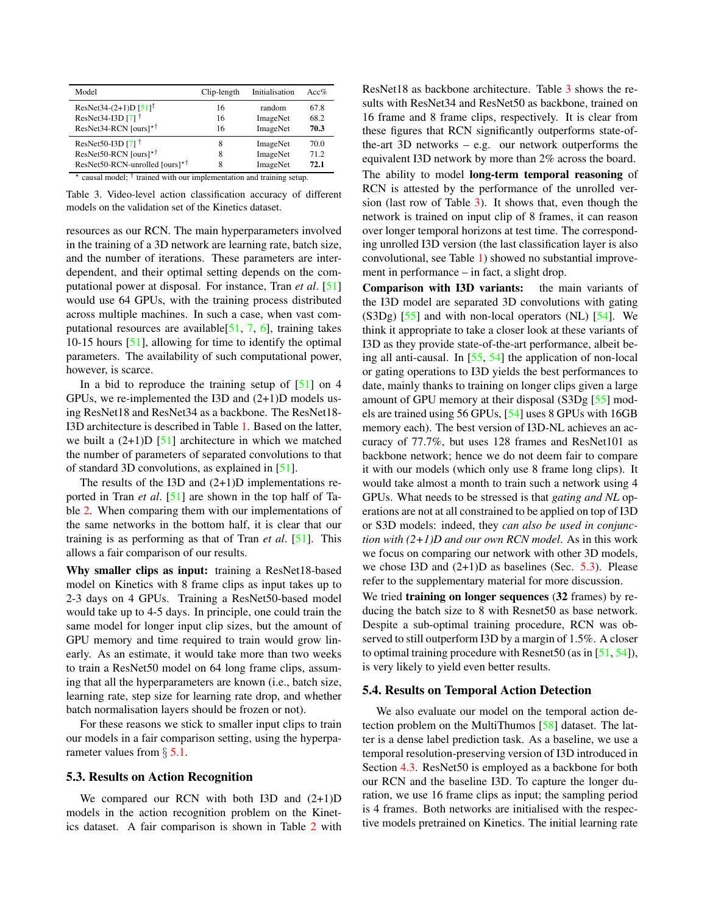| Model | Clip-length | Initialisation | Acc% |
| --- | --- | --- | --- |
| ResNet34-(2+1)D [51]† | 16 | random | 67.8 |
| ResNet34-I3D [7] † | 16 | ImageNet | 68.2 |
| ResNet34-RCN [ours]*† | 16 | ImageNet | **70.3** |
| ResNet50-I3D [7] † | 8 | ImageNet | 70.0 |
| ResNet50-RCN [ours]*† | 8 | ImageNet | 71.2 |
| ResNet50-RCN-unrolled [ours]*† | 8 | ImageNet | **72.1** |

\* causal model; † trained with our implementation and training setup.

Table 3. Video-level action classification accuracy of different models on the validation set of the Kinetics dataset.

resources as our RCN. The main hyperparameters involved in the training of a 3D network are learning rate, batch size, and the number of iterations. These parameters are interdependent, and their optimal setting depends on the computational power at disposal. For instance, Tran *et al*. [51] would use 64 GPUs, with the training process distributed across multiple machines. In such a case, when vast computational resources are available[51, 7, 6], training takes 10-15 hours [51], allowing for time to identify the optimal parameters. The availability of such computational power, however, is scarce.

In a bid to reproduce the training setup of [51] on 4 GPUs, we re-implemented the I3D and (2+1)D models using ResNet18 and ResNet34 as a backbone. The ResNet18-I3D architecture is described in Table 1. Based on the latter, we built a (2+1)D [51] architecture in which we matched the number of parameters of separated convolutions to that of standard 3D convolutions, as explained in [51].

The results of the I3D and (2+1)D implementations reported in Tran *et al*. [51] are shown in the top half of Table 2. When comparing them with our implementations of the same networks in the bottom half, it is clear that our training is as performing as that of Tran *et al*. [51]. This allows a fair comparison of our results.

**Why smaller clips as input:** training a ResNet18-based model on Kinetics with 8 frame clips as input takes up to 2-3 days on 4 GPUs. Training a ResNet50-based model would take up to 4-5 days. In principle, one could train the same model for longer input clip sizes, but the amount of GPU memory and time required to train would grow linearly. As an estimate, it would take more than two weeks to train a ResNet50 model on 64 long frame clips, assuming that all the hyperparameters are known (i.e., batch size, learning rate, step size for learning rate drop, and whether batch normalisation layers should be frozen or not).

For these reasons we stick to smaller input clips to train our models in a fair comparison setting, using the hyperparameter values from § 5.1.

### 5.3. Results on Action Recognition

We compared our RCN with both I3D and (2+1)D models in the action recognition problem on the Kinetics dataset. A fair comparison is shown in Table 2 with ResNet18 as backbone architecture. Table 3 shows the results with ResNet34 and ResNet50 as backbone, trained on 16 frame and 8 frame clips, respectively. It is clear from these figures that RCN significantly outperforms state-of-the-art 3D networks – e.g. our network outperforms the equivalent I3D network by more than 2% across the board.

The ability to model **long-term temporal reasoning** of RCN is attested by the performance of the unrolled version (last row of Table 3). It shows that, even though the network is trained on input clip of 8 frames, it can reason over longer temporal horizons at test time. The corresponding unrolled I3D version (the last classification layer is also convolutional, see Table 1) showed no substantial improvement in performance – in fact, a slight drop.

**Comparison with I3D variants:** the main variants of the I3D model are separated 3D convolutions with gating (S3Dg) [55] and with non-local operators (NL) [54]. We think it appropriate to take a closer look at these variants of I3D as they provide state-of-the-art performance, albeit being all anti-causal. In [55, 54] the application of non-local or gating operations to I3D yields the best performances to date, mainly thanks to training on longer clips given a large amount of GPU memory at their disposal (S3Dg [55] models are trained using 56 GPUs, [54] uses 8 GPUs with 16GB memory each). The best version of I3D-NL achieves an accuracy of 77.7%, but uses 128 frames and ResNet101 as backbone network; hence we do not deem fair to compare it with our models (which only use 8 frame long clips). It would take almost a month to train such a network using 4 GPUs. What needs to be stressed is that *gating and NL* operations are not at all constrained to be applied on top of I3D or S3D models: indeed, they *can also be used in conjunction with (2+1)D and our own RCN model*. As in this work we focus on comparing our network with other 3D models, we chose I3D and (2+1)D as baselines (Sec. 5.3). Please refer to the supplementary material for more discussion.

We tried **training on longer sequences** (**32** frames) by reducing the batch size to 8 with Resnet50 as base network. Despite a sub-optimal training procedure, RCN was observed to still outperform I3D by a margin of 1.5%. A closer to optimal training procedure with Resnet50 (as in [51, 54]), is very likely to yield even better results.

### 5.4. Results on Temporal Action Detection

We also evaluate our model on the temporal action detection problem on the MultiThumos [58] dataset. The latter is a dense label prediction task. As a baseline, we use a temporal resolution-preserving version of I3D introduced in Section 4.3. ResNet50 is employed as a backbone for both our RCN and the baseline I3D. To capture the longer duration, we use 16 frame clips as input; the sampling period is 4 frames. Both networks are initialised with the respective models pretrained on Kinetics. The initial learning rate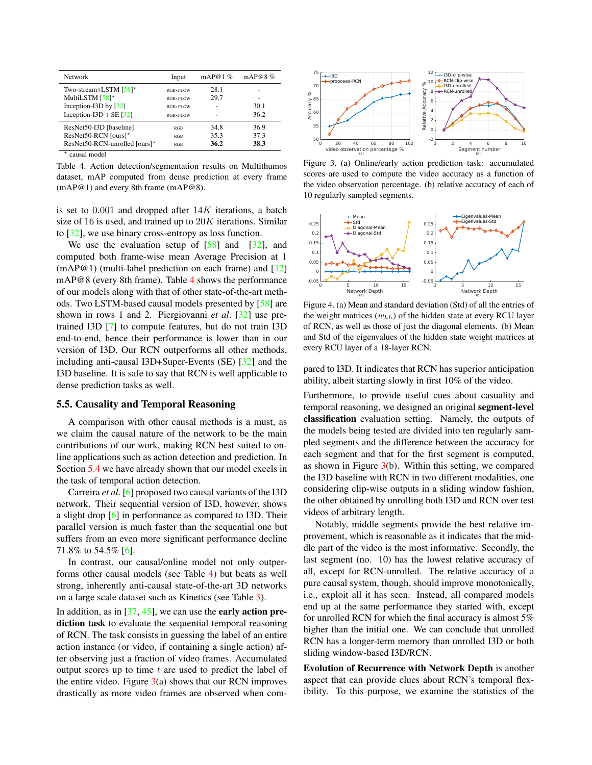| Network | Input | mAP@1 % | mAP@8 % |
|---|---|---|---|
| Two-stream+LSTM [58]* | RGB+FLOW | 28.1 | - |
| MultiLSTM [58]* | RGB+FLOW | 29.7 | - |
| Inception-I3D by [32] | RGB+FLOW | - | 30.1 |
| Inception-I3D + SE [32] | RGB+FLOW | - | 36.2 |
| ResNet50-I3D [baseline] | RGB | 34.8 | 36.9 |
| ResNet50-RCN [ours]* | RGB | 35.3 | 37.3 |
| ResNet50-RCN-unrolled [ours]* | RGB | **36.2** | **38.3** |

* causal model

Table 4. Action detection/segmentation results on Multithumos dataset, mAP computed from dense prediction at every frame (mAP@1) and every 8th frame (mAP@8).

is set to 0.001 and dropped after $14K$ iterations, a batch size of 16 is used, and trained up to $20K$ iterations. Similar to [32], we use binary cross-entropy as loss function.

We use the evaluation setup of [58] and [32], and computed both frame-wise mean Average Precision at 1 (mAP@1) (multi-label prediction on each frame) and [32] mAP@8 (every 8th frame). Table 4 shows the performance of our models along with that of other state-of-the-art methods. Two LSTM-based causal models presented by [58] are shown in rows 1 and 2. Piergiovanni *et al*. [32] use pre-trained I3D [7] to compute features, but do not train I3D end-to-end, hence their performance is lower than in our version of I3D. Our RCN outperforms all other methods, including anti-causal I3D+Super-Events (SE) [32] and the I3D baseline. It is safe to say that RCN is well applicable to dense prediction tasks as well.

### 5.5. Causality and Temporal Reasoning

A comparison with other causal methods is a must, as we claim the causal nature of the network to be the main contributions of our work, making RCN best suited to online applications such as action detection and prediction. In Section 5.4 we have already shown that our model excels in the task of temporal action detection.

Carreira *et al*. [6] proposed two causal variants of the I3D network. Their sequential version of I3D, however, shows a slight drop [6] in performance as compared to I3D. Their parallel version is much faster than the sequential one but suffers from an even more significant performance decline 71.8% to 54.5% [6].

In contrast, our causal/online model not only outperforms other causal models (see Table 4) but beats as well strong, inherently anti-causal state-of-the-art 3D networks on a large scale dataset such as Kinetics (see Table 3).

In addition, as in [37, 45], we can use the **early action prediction task** to evaluate the sequential temporal reasoning of RCN. The task consists in guessing the label of an entire action instance (or video, if containing a single action) after observing just a fraction of video frames. Accumulated output scores up to time $t$ are used to predict the label of the entire video. Figure 3(a) shows that our RCN improves drastically as more video frames are observed when compared to I3D. It indicates that RCN has superior anticipation ability, albeit starting slowly in first 10% of the video.

Figure 3. (a) Online/early action prediction task: accumulated scores are used to compute the video accuracy as a function of the video observation percentage. (b) relative accuracy of each of 10 regularly sampled segments.

Figure 4. (a) Mean and standard deviation (Std) of all the entries of the weight matrices ($w_{hh}$) of the hidden state at every RCU layer of RCN, as well as those of just the diagonal elements. (b) Mean and Std of the eigenvalues of the hidden state weight matrices at every RCU layer of a 18-layer RCN.

Furthermore, to provide useful cues about casuality and temporal reasoning, we designed an original **segment-level classification** evaluation setting. Namely, the outputs of the models being tested are divided into ten regularly sampled segments and the difference between the accuracy for each segment and that for the first segment is computed, as shown in Figure 3(b). Within this setting, we compared the I3D baseline with RCN in two different modalities, one considering clip-wise outputs in a sliding window fashion, the other obtained by unrolling both I3D and RCN over test videos of arbitrary length.

Notably, middle segments provide the best relative improvement, which is reasonable as it indicates that the middle part of the video is the most informative. Secondly, the last segment (no. 10) has the lowest relative accuracy of all, except for RCN-unrolled. The relative accuracy of a pure causal system, though, should improve monotonically, i.e., exploit all it has seen. Instead, all compared models end up at the same performance they started with, except for unrolled RCN for which the final accuracy is almost 5% higher than the initial one. We can conclude that unrolled RCN has a longer-term memory than unrolled I3D or both sliding window-based I3D/RCN.

**Evolution of Recurrence with Network Depth** is another aspect that can provide clues about RCN's temporal flexibility. To this purpose, we examine the statistics of the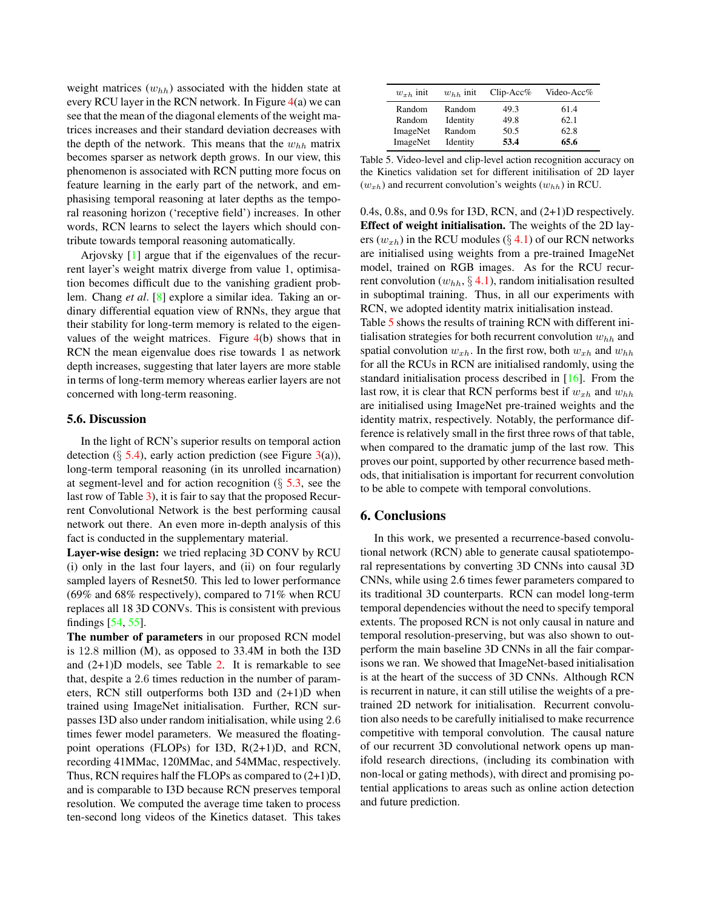weight matrices ($w_{hh}$) associated with the hidden state at every RCU layer in the RCN network. In Figure 4(a) we can see that the mean of the diagonal elements of the weight matrices increases and their standard deviation decreases with the depth of the network. This means that the $w_{hh}$ matrix becomes sparser as network depth grows. In our view, this phenomenon is associated with RCN putting more focus on feature learning in the early part of the network, and emphasising temporal reasoning at later depths as the temporal reasoning horizon ('receptive field') increases. In other words, RCN learns to select the layers which should contribute towards temporal reasoning automatically.

Arjovsky [1] argue that if the eigenvalues of the recurrent layer's weight matrix diverge from value 1, optimisation becomes difficult due to the vanishing gradient problem. Chang *et al*. [8] explore a similar idea. Taking an ordinary differential equation view of RNNs, they argue that their stability for long-term memory is related to the eigenvalues of the weight matrices. Figure 4(b) shows that in RCN the mean eigenvalue does rise towards 1 as network depth increases, suggesting that later layers are more stable in terms of long-term memory whereas earlier layers are not concerned with long-term reasoning.

### 5.6. Discussion

In the light of RCN's superior results on temporal action detection (§ 5.4), early action prediction (see Figure 3(a)), long-term temporal reasoning (in its unrolled incarnation) at segment-level and for action recognition (§ 5.3, see the last row of Table 3), it is fair to say that the proposed Recurrent Convolutional Network is the best performing causal network out there. An even more in-depth analysis of this fact is conducted in the supplementary material.

**Layer-wise design:** we tried replacing 3D CONV by RCU (i) only in the last four layers, and (ii) on four regularly sampled layers of Resnet50. This led to lower performance (69% and 68% respectively), compared to 71% when RCU replaces all 18 3D CONVs. This is consistent with previous findings [54, 55].

**The number of parameters** in our proposed RCN model is 12.8 million (M), as opposed to 33.4M in both the I3D and (2+1)D models, see Table 2. It is remarkable to see that, despite a 2.6 times reduction in the number of parameters, RCN still outperforms both I3D and (2+1)D when trained using ImageNet initialisation. Further, RCN surpasses I3D also under random initialisation, while using 2.6 times fewer model parameters. We measured the floating-point operations (FLOPs) for I3D, R(2+1)D, and RCN, recording 41MMac, 120MMac, and 54MMac, respectively. Thus, RCN requires half the FLOPs as compared to (2+1)D, and is comparable to I3D because RCN preserves temporal resolution. We computed the average time taken to process ten-second long videos of the Kinetics dataset. This takes 0.4s, 0.8s, and 0.9s for I3D, RCN, and (2+1)D respectively.

| $w_{xh}$ init | $w_{hh}$ init | Clip-Acc% | Video-Acc% |
|---|---|---|---|
| Random | Random | 49.3 | 61.4 |
| Random | Identity | 49.8 | 62.1 |
| ImageNet | Random | 50.5 | 62.8 |
| ImageNet | Identity | **53.4** | **65.6** |

Table 5. Video-level and clip-level action recognition accuracy on the Kinetics validation set for different initilisation of 2D layer ($w_{xh}$) and recurrent convolution's weights ($w_{hh}$) in RCU.

**Effect of weight initialisation.** The weights of the 2D layers ($w_{xh}$) in the RCU modules (§ 4.1) of our RCN networks are initialised using weights from a pre-trained ImageNet model, trained on RGB images. As for the RCU recurrent convolution ($w_{hh}$, § 4.1), random initialisation resulted in suboptimal training. Thus, in all our experiments with RCN, we adopted identity matrix initialisation instead.
Table 5 shows the results of training RCN with different initialisation strategies for both recurrent convolution $w_{hh}$ and spatial convolution $w_{xh}$. In the first row, both $w_{xh}$ and $w_{hh}$ for all the RCUs in RCN are initialised randomly, using the standard initialisation process described in [16]. From the last row, it is clear that RCN performs best if $w_{xh}$ and $w_{hh}$ are initialised using ImageNet pre-trained weights and the identity matrix, respectively. Notably, the performance difference is relatively small in the first three rows of that table, when compared to the dramatic jump of the last row. This proves our point, supported by other recurrence based methods, that initialisation is important for recurrent convolution to be able to compete with temporal convolutions.

## 6. Conclusions

In this work, we presented a recurrence-based convolutional network (RCN) able to generate causal spatiotemporal representations by converting 3D CNNs into causal 3D CNNs, while using 2.6 times fewer parameters compared to its traditional 3D counterparts. RCN can model long-term temporal dependencies without the need to specify temporal extents. The proposed RCN is not only causal in nature and temporal resolution-preserving, but was also shown to outperform the main baseline 3D CNNs in all the fair comparisons we ran. We showed that ImageNet-based initialisation is at the heart of the success of 3D CNNs. Although RCN is recurrent in nature, it can still utilise the weights of a pre-trained 2D network for initialisation. Recurrent convolution also needs to be carefully initialised to make recurrence competitive with temporal convolution. The causal nature of our recurrent 3D convolutional network opens up manifold research directions, (including its combination with non-local or gating methods), with direct and promising potential applications to areas such as online action detection and future prediction.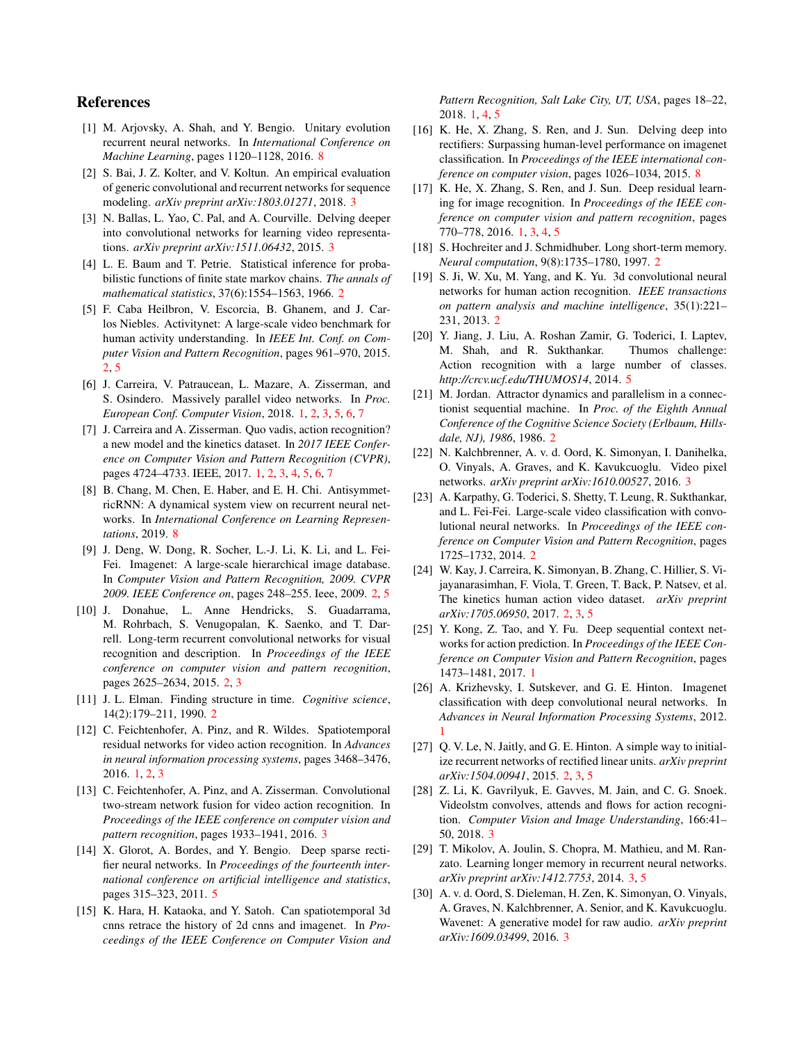# References

[1] M. Arjovsky, A. Shah, and Y. Bengio. Unitary evolution recurrent neural networks. In *International Conference on Machine Learning*, pages 1120–1128, 2016. 8

[2] S. Bai, J. Z. Kolter, and V. Koltun. An empirical evaluation of generic convolutional and recurrent networks for sequence modeling. *arXiv preprint arXiv:1803.01271*, 2018. 3

[3] N. Ballas, L. Yao, C. Pal, and A. Courville. Delving deeper into convolutional networks for learning video representations. *arXiv preprint arXiv:1511.06432*, 2015. 3

[4] L. E. Baum and T. Petrie. Statistical inference for probabilistic functions of finite state markov chains. *The annals of mathematical statistics*, 37(6):1554–1563, 1966. 2

[5] F. Caba Heilbron, V. Escorcia, B. Ghanem, and J. Carlos Niebles. Activitynet: A large-scale video benchmark for human activity understanding. In *IEEE Int. Conf. on Computer Vision and Pattern Recognition*, pages 961–970, 2015. 2, 5

[6] J. Carreira, V. Patraucean, L. Mazare, A. Zisserman, and S. Osindero. Massively parallel video networks. In *Proc. European Conf. Computer Vision*, 2018. 1, 2, 3, 5, 6, 7

[7] J. Carreira and A. Zisserman. Quo vadis, action recognition? a new model and the kinetics dataset. In *2017 IEEE Conference on Computer Vision and Pattern Recognition (CVPR)*, pages 4724–4733. IEEE, 2017. 1, 2, 3, 4, 5, 6, 7

[8] B. Chang, M. Chen, E. Haber, and E. H. Chi. AntisymmetricRNN: A dynamical system view on recurrent neural networks. In *International Conference on Learning Representations*, 2019. 8

[9] J. Deng, W. Dong, R. Socher, L.-J. Li, K. Li, and L. Fei-Fei. Imagenet: A large-scale hierarchical image database. In *Computer Vision and Pattern Recognition, 2009. CVPR 2009. IEEE Conference on*, pages 248–255. Ieee, 2009. 2, 5

[10] J. Donahue, L. Anne Hendricks, S. Guadarrama, M. Rohrbach, S. Venugopalan, K. Saenko, and T. Darrell. Long-term recurrent convolutional networks for visual recognition and description. In *Proceedings of the IEEE conference on computer vision and pattern recognition*, pages 2625–2634, 2015. 2, 3

[11] J. L. Elman. Finding structure in time. *Cognitive science*, 14(2):179–211, 1990. 2

[12] C. Feichtenhofer, A. Pinz, and R. Wildes. Spatiotemporal residual networks for video action recognition. In *Advances in neural information processing systems*, pages 3468–3476, 2016. 1, 2, 3

[13] C. Feichtenhofer, A. Pinz, and A. Zisserman. Convolutional two-stream network fusion for video action recognition. In *Proceedings of the IEEE conference on computer vision and pattern recognition*, pages 1933–1941, 2016. 3

[14] X. Glorot, A. Bordes, and Y. Bengio. Deep sparse rectifier neural networks. In *Proceedings of the fourteenth international conference on artificial intelligence and statistics*, pages 315–323, 2011. 5

[15] K. Hara, H. Kataoka, and Y. Satoh. Can spatiotemporal 3d cnns retrace the history of 2d cnns and imagenet. In *Proceedings of the IEEE Conference on Computer Vision and Pattern Recognition, Salt Lake City, UT, USA*, pages 18–22, 2018. 1, 4, 5

[16] K. He, X. Zhang, S. Ren, and J. Sun. Delving deep into rectifiers: Surpassing human-level performance on imagenet classification. In *Proceedings of the IEEE international conference on computer vision*, pages 1026–1034, 2015. 8

[17] K. He, X. Zhang, S. Ren, and J. Sun. Deep residual learning for image recognition. In *Proceedings of the IEEE conference on computer vision and pattern recognition*, pages 770–778, 2016. 1, 3, 4, 5

[18] S. Hochreiter and J. Schmidhuber. Long short-term memory. *Neural computation*, 9(8):1735–1780, 1997. 2

[19] S. Ji, W. Xu, M. Yang, and K. Yu. 3d convolutional neural networks for human action recognition. *IEEE transactions on pattern analysis and machine intelligence*, 35(1):221–231, 2013. 2

[20] Y. Jiang, J. Liu, A. Roshan Zamir, G. Toderici, I. Laptev, M. Shah, and R. Sukthankar. Thumos challenge: Action recognition with a large number of classes. *http://crcv.ucf.edu/THUMOS14*, 2014. 5

[21] M. Jordan. Attractor dynamics and parallelism in a connectionist sequential machine. In *Proc. of the Eighth Annual Conference of the Cognitive Science Society (Erlbaum, Hillsdale, NJ), 1986*, 1986. 2

[22] N. Kalchbrenner, A. v. d. Oord, K. Simonyan, I. Danihelka, O. Vinyals, A. Graves, and K. Kavukcuoglu. Video pixel networks. *arXiv preprint arXiv:1610.00527*, 2016. 3

[23] A. Karpathy, G. Toderici, S. Shetty, T. Leung, R. Sukthankar, and L. Fei-Fei. Large-scale video classification with convolutional neural networks. In *Proceedings of the IEEE conference on Computer Vision and Pattern Recognition*, pages 1725–1732, 2014. 2

[24] W. Kay, J. Carreira, K. Simonyan, B. Zhang, C. Hillier, S. Vijayanarasimhan, F. Viola, T. Green, T. Back, P. Natsev, et al. The kinetics human action video dataset. *arXiv preprint arXiv:1705.06950*, 2017. 2, 3, 5

[25] Y. Kong, Z. Tao, and Y. Fu. Deep sequential context networks for action prediction. In *Proceedings of the IEEE Conference on Computer Vision and Pattern Recognition*, pages 1473–1481, 2017. 1

[26] A. Krizhevsky, I. Sutskever, and G. E. Hinton. Imagenet classification with deep convolutional neural networks. In *Advances in Neural Information Processing Systems*, 2012. 1

[27] Q. V. Le, N. Jaitly, and G. E. Hinton. A simple way to initialize recurrent networks of rectified linear units. *arXiv preprint arXiv:1504.00941*, 2015. 2, 3, 5

[28] Z. Li, K. Gavrilyuk, E. Gavves, M. Jain, and C. G. Snoek. Videolstm convolves, attends and flows for action recognition. *Computer Vision and Image Understanding*, 166:41–50, 2018. 3

[29] T. Mikolov, A. Joulin, S. Chopra, M. Mathieu, and M. Ranzato. Learning longer memory in recurrent neural networks. *arXiv preprint arXiv:1412.7753*, 2014. 3, 5

[30] A. v. d. Oord, S. Dieleman, H. Zen, K. Simonyan, O. Vinyals, A. Graves, N. Kalchbrenner, A. Senior, and K. Kavukcuoglu. Wavenet: A generative model for raw audio. *arXiv preprint arXiv:1609.03499*, 2016. 3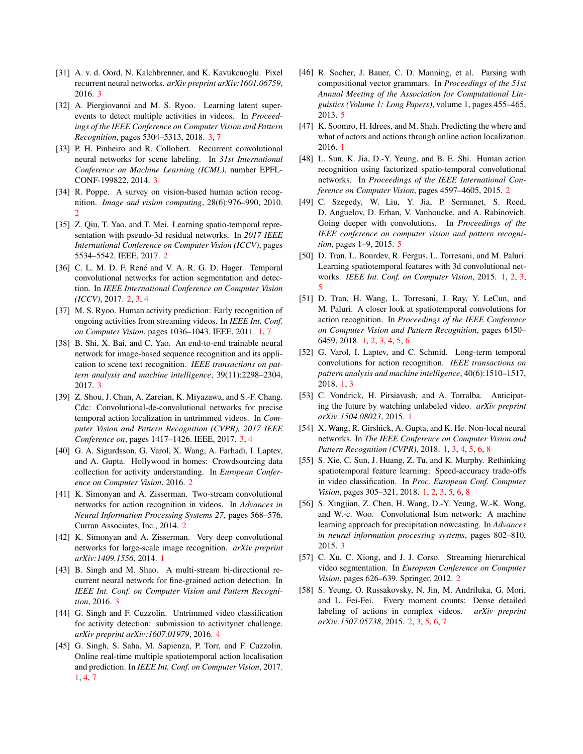- [31] A. v. d. Oord, N. Kalchbrenner, and K. Kavukcuoglu. Pixel recurrent neural networks. *arXiv preprint arXiv:1601.06759*, 2016. 3
- [32] A. Piergiovanni and M. S. Ryoo. Learning latent super-events to detect multiple activities in videos. In *Proceedings of the IEEE Conference on Computer Vision and Pattern Recognition*, pages 5304–5313, 2018. 3, 7
- [33] P. H. Pinheiro and R. Collobert. Recurrent convolutional neural networks for scene labeling. In *31st International Conference on Machine Learning (ICML)*, number EPFL-CONF-199822, 2014. 3
- [34] R. Poppe. A survey on vision-based human action recognition. *Image and vision computing*, 28(6):976–990, 2010. 2
- [35] Z. Qiu, T. Yao, and T. Mei. Learning spatio-temporal representation with pseudo-3d residual networks. In *2017 IEEE International Conference on Computer Vision (ICCV)*, pages 5534–5542. IEEE, 2017. 2
- [36] C. L. M. D. F. René and V. A. R. G. D. Hager. Temporal convolutional networks for action segmentation and detection. In *IEEE International Conference on Computer Vision (ICCV)*, 2017. 2, 3, 4
- [37] M. S. Ryoo. Human activity prediction: Early recognition of ongoing activities from streaming videos. In *IEEE Int. Conf. on Computer Vision*, pages 1036–1043. IEEE, 2011. 1, 7
- [38] B. Shi, X. Bai, and C. Yao. An end-to-end trainable neural network for image-based sequence recognition and its application to scene text recognition. *IEEE transactions on pattern analysis and machine intelligence*, 39(11):2298–2304, 2017. 3
- [39] Z. Shou, J. Chan, A. Zareian, K. Miyazawa, and S.-F. Chang. Cdc: Convolutional-de-convolutional networks for precise temporal action localization in untrimmed videos. In *Computer Vision and Pattern Recognition (CVPR), 2017 IEEE Conference on*, pages 1417–1426. IEEE, 2017. 3, 4
- [40] G. A. Sigurdsson, G. Varol, X. Wang, A. Farhadi, I. Laptev, and A. Gupta. Hollywood in homes: Crowdsourcing data collection for activity understanding. In *European Conference on Computer Vision*, 2016. 2
- [41] K. Simonyan and A. Zisserman. Two-stream convolutional networks for action recognition in videos. In *Advances in Neural Information Processing Systems 27*, pages 568–576. Curran Associates, Inc., 2014. 2
- [42] K. Simonyan and A. Zisserman. Very deep convolutional networks for large-scale image recognition. *arXiv preprint arXiv:1409.1556*, 2014. 1
- [43] B. Singh and M. Shao. A multi-stream bi-directional recurrent neural network for fine-grained action detection. In *IEEE Int. Conf. on Computer Vision and Pattern Recognition*, 2016. 3
- [44] G. Singh and F. Cuzzolin. Untrimmed video classification for activity detection: submission to activitynet challenge. *arXiv preprint arXiv:1607.01979*, 2016. 4
- [45] G. Singh, S. Saha, M. Sapienza, P. Torr, and F. Cuzzolin. Online real-time multiple spatiotemporal action localisation and prediction. In *IEEE Int. Conf. on Computer Vision*, 2017. 1, 4, 7
- [46] R. Socher, J. Bauer, C. D. Manning, et al. Parsing with compositional vector grammars. In *Proceedings of the 51st Annual Meeting of the Association for Computational Linguistics (Volume 1: Long Papers)*, volume 1, pages 455–465, 2013. 5
- [47] K. Soomro, H. Idrees, and M. Shah. Predicting the where and what of actors and actions through online action localization. 2016. 1
- [48] L. Sun, K. Jia, D.-Y. Yeung, and B. E. Shi. Human action recognition using factorized spatio-temporal convolutional networks. In *Proceedings of the IEEE International Conference on Computer Vision*, pages 4597–4605, 2015. 2
- [49] C. Szegedy, W. Liu, Y. Jia, P. Sermanet, S. Reed, D. Anguelov, D. Erhan, V. Vanhoucke, and A. Rabinovich. Going deeper with convolutions. In *Proceedings of the IEEE conference on computer vision and pattern recognition*, pages 1–9, 2015. 5
- [50] D. Tran, L. Bourdev, R. Fergus, L. Torresani, and M. Paluri. Learning spatiotemporal features with 3d convolutional networks. *IEEE Int. Conf. on Computer Vision*, 2015. 1, 2, 3, 5
- [51] D. Tran, H. Wang, L. Torresani, J. Ray, Y. LeCun, and M. Paluri. A closer look at spatiotemporal convolutions for action recognition. In *Proceedings of the IEEE Conference on Computer Vision and Pattern Recognition*, pages 6450–6459, 2018. 1, 2, 3, 4, 5, 6
- [52] G. Varol, I. Laptev, and C. Schmid. Long-term temporal convolutions for action recognition. *IEEE transactions on pattern analysis and machine intelligence*, 40(6):1510–1517, 2018. 1, 3
- [53] C. Vondrick, H. Pirsiavash, and A. Torralba. Anticipating the future by watching unlabeled video. *arXiv preprint arXiv:1504.08023*, 2015. 1
- [54] X. Wang, R. Girshick, A. Gupta, and K. He. Non-local neural networks. In *The IEEE Conference on Computer Vision and Pattern Recognition (CVPR)*, 2018. 1, 3, 4, 5, 6, 8
- [55] S. Xie, C. Sun, J. Huang, Z. Tu, and K. Murphy. Rethinking spatiotemporal feature learning: Speed-accuracy trade-offs in video classification. In *Proc. European Conf. Computer Vision*, pages 305–321, 2018. 1, 2, 3, 5, 6, 8
- [56] S. Xingjian, Z. Chen, H. Wang, D.-Y. Yeung, W.-K. Wong, and W.-c. Woo. Convolutional lstm network: A machine learning approach for precipitation nowcasting. In *Advances in neural information processing systems*, pages 802–810, 2015. 3
- [57] C. Xu, C. Xiong, and J. J. Corso. Streaming hierarchical video segmentation. In *European Conference on Computer Vision*, pages 626–639. Springer, 2012. 2
- [58] S. Yeung, O. Russakovsky, N. Jin, M. Andriluka, G. Mori, and L. Fei-Fei. Every moment counts: Dense detailed labeling of actions in complex videos. *arXiv preprint arXiv:1507.05738*, 2015. 2, 3, 5, 6, 7